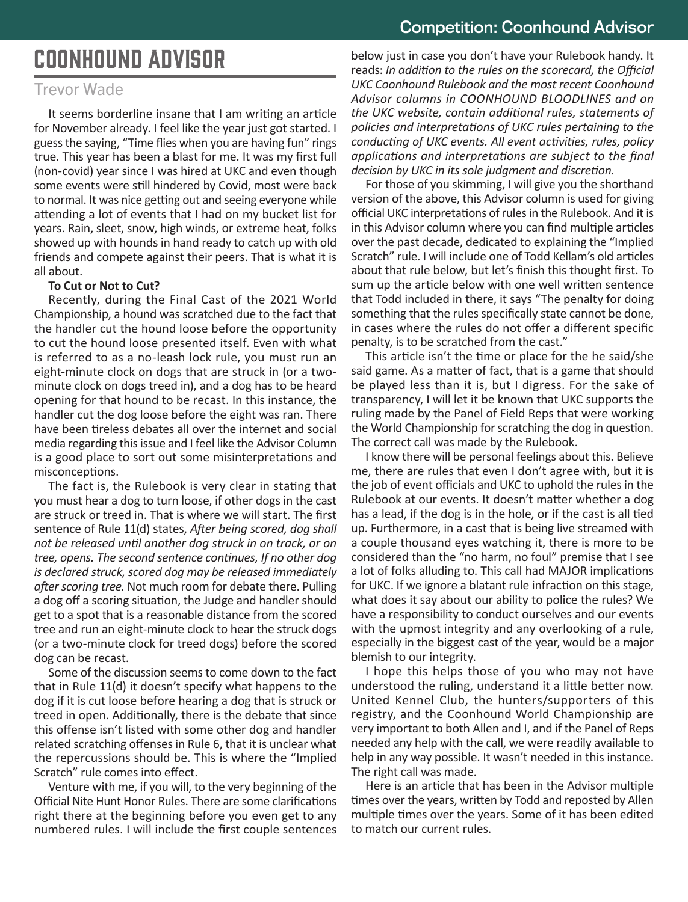# COONHOUND ADVISOR

## Trevor Wade

It seems borderline insane that I am writing an article for November already. I feel like the year just got started. I guess the saying, "Time flies when you are having fun" rings true. This year has been a blast for me. It was my first full (non-covid) year since I was hired at UKC and even though some events were still hindered by Covid, most were back to normal. It was nice getting out and seeing everyone while attending a lot of events that I had on my bucket list for years. Rain, sleet, snow, high winds, or extreme heat, folks showed up with hounds in hand ready to catch up with old friends and compete against their peers. That is what it is all about.

**To Cut or Not to Cut?**

Recently, during the Final Cast of the 2021 World Championship, a hound was scratched due to the fact that the handler cut the hound loose before the opportunity to cut the hound loose presented itself. Even with what is referred to as a no-leash lock rule, you must run an eight-minute clock on dogs that are struck in (or a two-minute clock on dogs treed in), and a dog has to be heard opening for that hound to be recast. In this instance, the handler cut the dog loose before the eight was ran. There have been tireless debates all over the internet and social media regarding this issue and I feel like the Advisor Column is a good place to sort out some misinterpretations and misconceptions.

The fact is, the Rulebook is very clear in stating that you must hear a dog to turn loose, if other dogs in the cast are struck or treed in. That is where we will start. The first sentence of Rule 11(d) states, *After being scored, dog shall not be released until another dog struck in on track, or on tree, opens. The second sentence continues, If no other dog is declared struck, scored dog may be released immediately after scoring tree.* Not much room for debate there. Pulling a dog off a scoring situation, the Judge and handler should get to a spot that is a reasonable distance from the scored tree and run an eight-minute clock to hear the struck dogs (or a two-minute clock for treed dogs) before the scored dog can be recast.

Some of the discussion seems to come down to the fact that in Rule 11(d) it doesn't specify what happens to the dog if it is cut loose before hearing a dog that is struck or treed in open. Additionally, there is the debate that since this offense isn't listed with some other dog and handler related scratching offenses in Rule 6, that it is unclear what the repercussions should be. This is where the "Implied Scratch" rule comes into effect.

Venture with me, if you will, to the very beginning of the Official Nite Hunt Honor Rules. There are some clarifications right there at the beginning before you even get to any numbered rules. I will include the first couple sentences below just in case you don't have your Rulebook handy. It reads: *In addition to the rules on the scorecard, the Official UKC Coonhound Rulebook and the most recent Coonhound Advisor columns in COONHOUND BLOODLINES and on the UKC website, contain additional rules, statements of policies and interpretations of UKC rules pertaining to the conducting of UKC events. All event activities, rules, policy applications and interpretations are subject to the final decision by UKC in its sole judgment and discretion.*

For those of you skimming, I will give you the shorthand version of the above, this Advisor column is used for giving official UKC interpretations of rules in the Rulebook. And it is in this Advisor column where you can find multiple articles over the past decade, dedicated to explaining the "Implied Scratch" rule. I will include one of Todd Kellam's old articles about that rule below, but let's finish this thought first. To sum up the article below with one well written sentence that Todd included in there, it says "The penalty for doing something that the rules specifically state cannot be done, in cases where the rules do not offer a different specific penalty, is to be scratched from the cast."

This article isn't the time or place for the he said/she said game. As a matter of fact, that is a game that should be played less than it is, but I digress. For the sake of transparency, I will let it be known that UKC supports the ruling made by the Panel of Field Reps that were working the World Championship for scratching the dog in question. The correct call was made by the Rulebook.

I know there will be personal feelings about this. Believe me, there are rules that even I don't agree with, but it is the job of event officials and UKC to uphold the rules in the Rulebook at our events. It doesn't matter whether a dog has a lead, if the dog is in the hole, or if the cast is all tied up. Furthermore, in a cast that is being live streamed with a couple thousand eyes watching it, there is more to be considered than the "no harm, no foul" premise that I see a lot of folks alluding to. This call had MAJOR implications for UKC. If we ignore a blatant rule infraction on this stage, what does it say about our ability to police the rules? We have a responsibility to conduct ourselves and our events with the upmost integrity and any overlooking of a rule, especially in the biggest cast of the year, would be a major blemish to our integrity.

I hope this helps those of you who may not have understood the ruling, understand it a little better now. United Kennel Club, the hunters/supporters of this registry, and the Coonhound World Championship are very important to both Allen and I, and if the Panel of Reps needed any help with the call, we were readily available to help in any way possible. It wasn't needed in this instance. The right call was made.

Here is an article that has been in the Advisor multiple times over the years, written by Todd and reposted by Allen multiple times over the years. Some of it has been edited to match our current rules.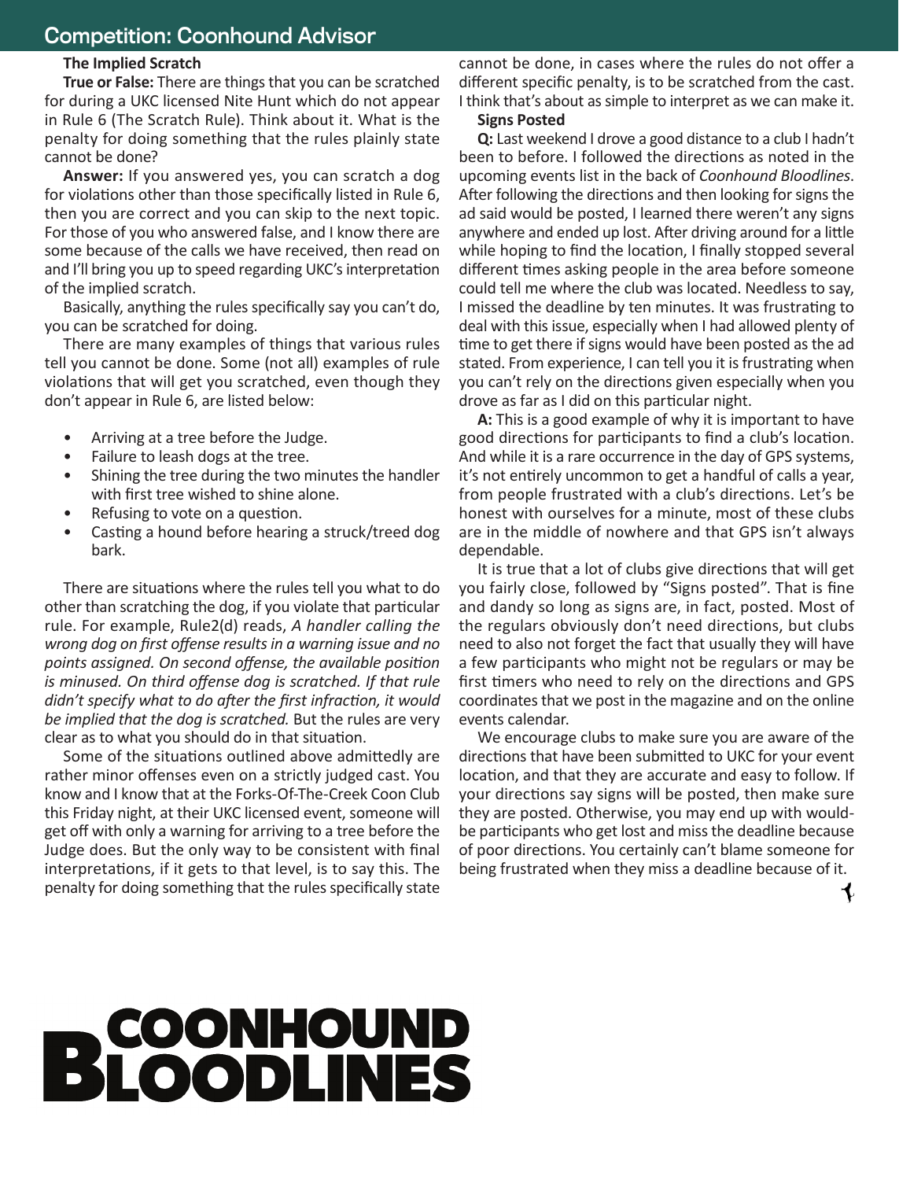## The Implied Scratch

**True or False:** There are things that you can be scratched for during a UKC licensed Nite Hunt which do not appear in Rule 6 (The Scratch Rule). Think about it. What is the penalty for doing something that the rules plainly state cannot be done?

**Answer:** If you answered yes, you can scratch a dog for violations other than those specifically listed in Rule 6, then you are correct and you can skip to the next topic. For those of you who answered false, and I know there are some because of the calls we have received, then read on and I'll bring you up to speed regarding UKC's interpretation of the implied scratch.

Basically, anything the rules specifically say you can't do, you can be scratched for doing.

There are many examples of things that various rules tell you cannot be done. Some (not all) examples of rule violations that will get you scratched, even though they don't appear in Rule 6, are listed below:

- Arriving at a tree before the Judge.
- Failure to leash dogs at the tree.
- Shining the tree during the two minutes the handler with first tree wished to shine alone.
- Refusing to vote on a question.
- Casting a hound before hearing a struck/treed dog bark.

There are situations where the rules tell you what to do other than scratching the dog, if you violate that particular rule. For example, Rule2(d) reads, *A handler calling the wrong dog on first offense results in a warning issue and no points assigned. On second offense, the available position is minused. On third offense dog is scratched. If that rule didn't specify what to do after the first infraction, it would be implied that the dog is scratched.* But the rules are very clear as to what you should do in that situation.

Some of the situations outlined above admittedly are rather minor offenses even on a strictly judged cast. You know and I know that at the Forks-Of-The-Creek Coon Club this Friday night, at their UKC licensed event, someone will get off with only a warning for arriving to a tree before the Judge does. But the only way to be consistent with final interpretations, if it gets to that level, is to say this. The penalty for doing something that the rules specifically state cannot be done, in cases where the rules do not offer a different specific penalty, is to be scratched from the cast. I think that's about as simple to interpret as we can make it.

## Signs Posted

**Q:** Last weekend I drove a good distance to a club I hadn't been to before. I followed the directions as noted in the upcoming events list in the back of *Coonhound Bloodlines*. After following the directions and then looking for signs the ad said would be posted, I learned there weren't any signs anywhere and ended up lost. After driving around for a little while hoping to find the location, I finally stopped several different times asking people in the area before someone could tell me where the club was located. Needless to say, I missed the deadline by ten minutes. It was frustrating to deal with this issue, especially when I had allowed plenty of time to get there if signs would have been posted as the ad stated. From experience, I can tell you it is frustrating when you can't rely on the directions given especially when you drove as far as I did on this particular night.

**A:** This is a good example of why it is important to have good directions for participants to find a club's location. And while it is a rare occurrence in the day of GPS systems, it's not entirely uncommon to get a handful of calls a year, from people frustrated with a club's directions. Let's be honest with ourselves for a minute, most of these clubs are in the middle of nowhere and that GPS isn't always dependable.

It is true that a lot of clubs give directions that will get you fairly close, followed by "Signs posted". That is fine and dandy so long as signs are, in fact, posted. Most of the regulars obviously don't need directions, but clubs need to also not forget the fact that usually they will have a few participants who might not be regulars or may be first timers who need to rely on the directions and GPS coordinates that we post in the magazine and on the online events calendar.

We encourage clubs to make sure you are aware of the directions that have been submitted to UKC for your event location, and that they are accurate and easy to follow. If your directions say signs will be posted, then make sure they are posted. Otherwise, you may end up with would-be participants who get lost and miss the deadline because of poor directions. You certainly can't blame someone for being frustrated when they miss a deadline because of it.